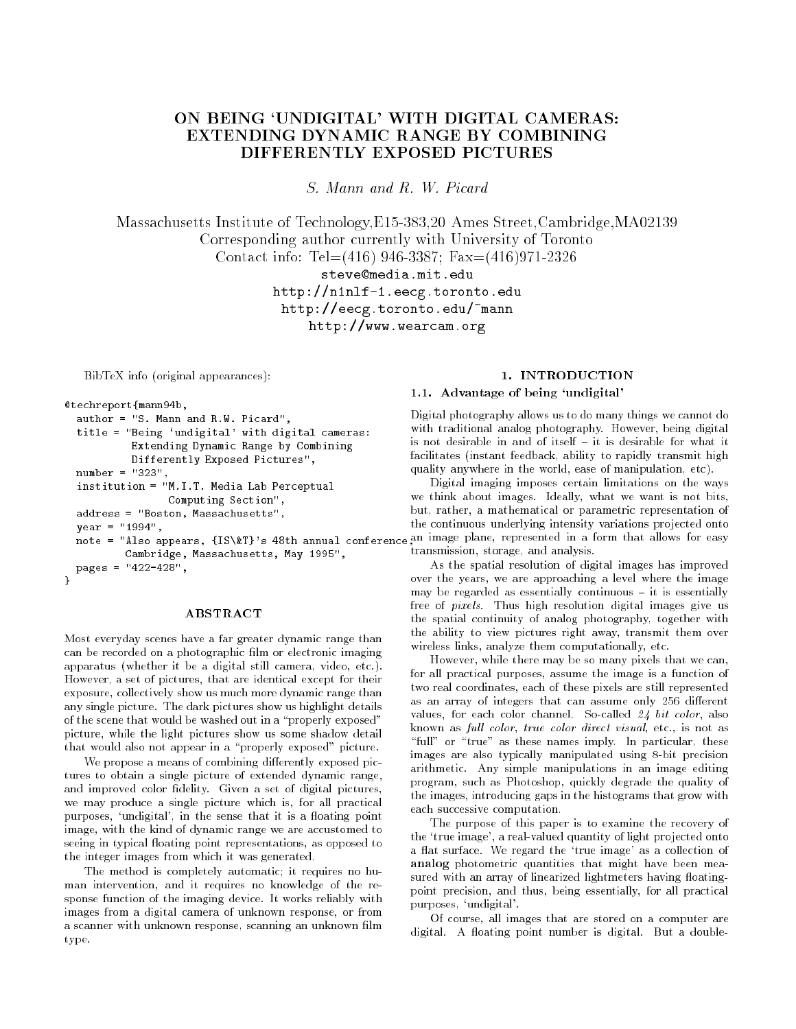# ON BEING 'UNDIGITAL' WITH DIGITAL CAMERAS: EXTENDING DYNAMIC RANGE BY COMBINING DIFFERENTLY EXPOSED PICTURES

*S. Mann and R. W. Picard*

Massachusetts Institute of Technology,E15-383,20 Ames Street,Cambridge,MA02139
Corresponding author currently with University of Toronto
Contact info: Tel=(416) 946-3387; Fax=(416)971-2326
steve@media.mit.edu
http://n1nlf-1.eecg.toronto.edu
http://eecg.toronto.edu/~mann
http://www.wearcam.org

BibTeX info (original appearances):

```
@techreport{mann94b,
  author = "S. Mann and R.W. Picard",
  title = "Being `undigital' with digital cameras:
           Extending Dynamic Range by Combining
           Differently Exposed Pictures",
  number = "323",
  institution = "M.I.T. Media Lab Perceptual
                Computing Section",
  address = "Boston, Massachusetts",
  year = "1994",
  note = "Also appears, {IS\&T}'s 48th annual conference,
         Cambridge, Massachusetts, May 1995",
  pages = "422-428",
}
```

## ABSTRACT

Most everyday scenes have a far greater dynamic range than can be recorded on a photographic film or electronic imaging apparatus (whether it be a digital still camera, video, etc.). However, a set of pictures, that are identical except for their exposure, collectively show us much more dynamic range than any single picture. The dark pictures show us highlight details of the scene that would be washed out in a "properly exposed" picture, while the light pictures show us some shadow detail that would also not appear in a "properly exposed" picture.

We propose a means of combining differently exposed pictures to obtain a single picture of extended dynamic range, and improved color fidelity. Given a set of digital pictures, we may produce a single picture which is, for all practical purposes, 'undigital', in the sense that it is a floating point image, with the kind of dynamic range we are accustomed to seeing in typical floating point representations, as opposed to the integer images from which it was generated.

The method is completely automatic; it requires no human intervention, and it requires no knowledge of the response function of the imaging device. It works reliably with images from a digital camera of unknown response, or from a scanner with unknown response, scanning an unknown film type.

## 1. INTRODUCTION

### 1.1. Advantage of being 'undigital'

Digital photography allows us to do many things we cannot do with traditional analog photography. However, being digital is not desirable in and of itself – it is desirable for what it facilitates (instant feedback, ability to rapidly transmit high quality anywhere in the world, ease of manipulation, etc).

Digital imaging imposes certain limitations on the ways we think about images. Ideally, what we want is not bits, but, rather, a mathematical or parametric representation of the continuous underlying intensity variations projected onto an image plane, represented in a form that allows for easy transmission, storage, and analysis.

As the spatial resolution of digital images has improved over the years, we are approaching a level where the image may be regarded as essentially continuous – it is essentially free of *pixels*. Thus high resolution digital images give us the spatial continuity of analog photography, together with the ability to view pictures right away, transmit them over wireless links, analyze them computationally, etc.

However, while there may be so many pixels that we can, for all practical purposes, assume the image is a function of two real coordinates, each of these pixels are still represented as an array of integers that can assume only 256 different values, for each color channel. So-called *24 bit color*, also known as *full color*, *true color direct visual*, etc., is not as "full" or "true" as these names imply. In particular, these images are also typically manipulated using 8-bit precision arithmetic. Any simple manipulations in an image editing program, such as Photoshop, quickly degrade the quality of the images, introducing gaps in the histograms that grow with each successive computation.

The purpose of this paper is to examine the recovery of the 'true image', a real-valued quantity of light projected onto a flat surface. We regard the 'true image' as a collection of **analog** photometric quantities that might have been measured with an array of linearized lightmeters having floating-point precision, and thus, being essentially, for all practical purposes, 'undigital'.

Of course, all images that are stored on a computer are digital. A floating point number is digital. But a double-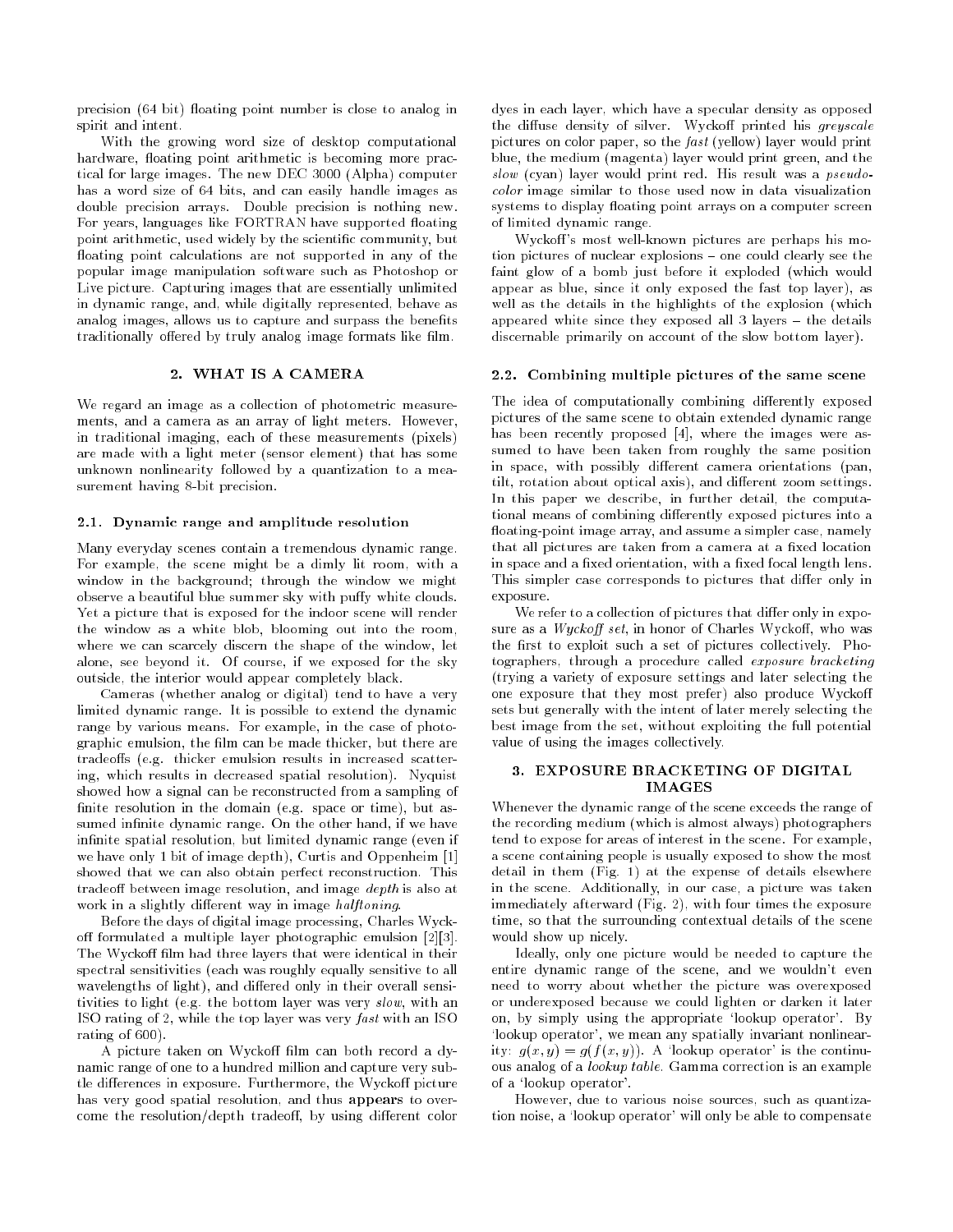precision (64 bit) floating point number is close to analog in spirit and intent.

With the growing word size of desktop computational hardware, floating point arithmetic is becoming more practical for large images. The new DEC 3000 (Alpha) computer has a word size of 64 bits, and can easily handle images as double precision arrays. Double precision is nothing new. For years, languages like FORTRAN have supported floating point arithmetic, used widely by the scientific community, but floating point calculations are not supported in any of the popular image manipulation software such as Photoshop or Live picture. Capturing images that are essentially unlimited in dynamic range, and, while digitally represented, behave as analog images, allows us to capture and surpass the benefits traditionally offered by truly analog image formats like film.

## 2. WHAT IS A CAMERA

We regard an image as a collection of photometric measurements, and a camera as an array of light meters. However, in traditional imaging, each of these measurements (pixels) are made with a light meter (sensor element) that has some unknown nonlinearity followed by a quantization to a measurement having 8-bit precision.

### 2.1. Dynamic range and amplitude resolution

Many everyday scenes contain a tremendous dynamic range. For example, the scene might be a dimly lit room, with a window in the background; through the window we might observe a beautiful blue summer sky with puffy white clouds. Yet a picture that is exposed for the indoor scene will render the window as a white blob, blooming out into the room, where we can scarcely discern the shape of the window, let alone, see beyond it. Of course, if we exposed for the sky outside, the interior would appear completely black.

Cameras (whether analog or digital) tend to have a very limited dynamic range. It is possible to extend the dynamic range by various means. For example, in the case of photographic emulsion, the film can be made thicker, but there are tradeoffs (e.g. thicker emulsion results in increased scattering, which results in decreased spatial resolution). Nyquist showed how a signal can be reconstructed from a sampling of finite resolution in the domain (e.g. space or time), but assumed infinite dynamic range. On the other hand, if we have infinite spatial resolution, but limited dynamic range (even if we have only 1 bit of image depth), Curtis and Oppenheim [1] showed that we can also obtain perfect reconstruction. This tradeoff between image resolution, and image *depth* is also at work in a slightly different way in image *halftoning*.

Before the days of digital image processing, Charles Wyckoff formulated a multiple layer photographic emulsion [2][3]. The Wyckoff film had three layers that were identical in their spectral sensitivities (each was roughly equally sensitive to all wavelengths of light), and differed only in their overall sensitivities to light (e.g. the bottom layer was very *slow*, with an ISO rating of 2, while the top layer was very *fast* with an ISO rating of 600).

A picture taken on Wyckoff film can both record a dynamic range of one to a hundred million and capture very subtle differences in exposure. Furthermore, the Wyckoff picture has very good spatial resolution, and thus **appears** to overcome the resolution/depth tradeoff, by using different color dyes in each layer, which have a specular density as opposed the diffuse density of silver. Wyckoff printed his *greyscale* pictures on color paper, so the *fast* (yellow) layer would print blue, the medium (magenta) layer would print green, and the *slow* (cyan) layer would print red. His result was a *pseudocolor* image similar to those used now in data visualization systems to display floating point arrays on a computer screen of limited dynamic range.

Wyckoff's most well-known pictures are perhaps his motion pictures of nuclear explosions – one could clearly see the faint glow of a bomb just before it exploded (which would appear as blue, since it only exposed the fast top layer), as well as the details in the highlights of the explosion (which appeared white since they exposed all 3 layers – the details discernable primarily on account of the slow bottom layer).

### 2.2. Combining multiple pictures of the same scene

The idea of computationally combining differently exposed pictures of the same scene to obtain extended dynamic range has been recently proposed [4], where the images were assumed to have been taken from roughly the same position in space, with possibly different camera orientations (pan, tilt, rotation about optical axis), and different zoom settings. In this paper we describe, in further detail, the computational means of combining differently exposed pictures into a floating-point image array, and assume a simpler case, namely that all pictures are taken from a camera at a fixed location in space and a fixed orientation, with a fixed focal length lens. This simpler case corresponds to pictures that differ only in exposure.

We refer to a collection of pictures that differ only in exposure as a *Wyckoff set*, in honor of Charles Wyckoff, who was the first to exploit such a set of pictures collectively. Photographers, through a procedure called *exposure bracketing* (trying a variety of exposure settings and later selecting the one exposure that they most prefer) also produce Wyckoff sets but generally with the intent of later merely selecting the best image from the set, without exploiting the full potential value of using the images collectively.

## 3. EXPOSURE BRACKETING OF DIGITAL IMAGES

Whenever the dynamic range of the scene exceeds the range of the recording medium (which is almost always) photographers tend to expose for areas of interest in the scene. For example, a scene containing people is usually exposed to show the most detail in them (Fig. 1) at the expense of details elsewhere in the scene. Additionally, in our case, a picture was taken immediately afterward (Fig. 2), with four times the exposure time, so that the surrounding contextual details of the scene would show up nicely.

Ideally, only one picture would be needed to capture the entire dynamic range of the scene, and we wouldn't even need to worry about whether the picture was overexposed or underexposed because we could lighten or darken it later on, by simply using the appropriate 'lookup operator'. By 'lookup operator', we mean any spatially invariant nonlinearity: $g(x, y) = g(f(x, y))$. A 'lookup operator' is the continuous analog of a *lookup table*. Gamma correction is an example of a 'lookup operator'.

However, due to various noise sources, such as quantization noise, a 'lookup operator' will only be able to compensate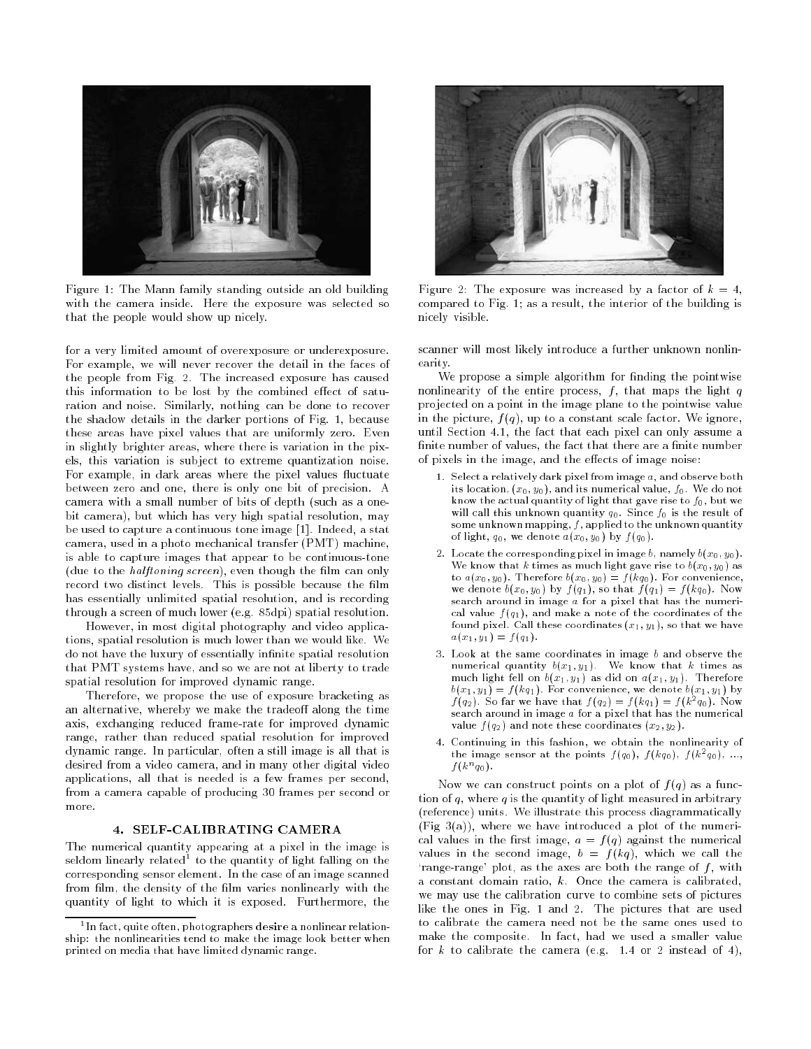Figure 1: The Mann family standing outside an old building with the camera inside. Here the exposure was selected so that the people would show up nicely.

Figure 2: The exposure was increased by a factor of $k = 4$, compared to Fig. 1; as a result, the interior of the building is nicely visible.

for a very limited amount of overexposure or underexposure. For example, we will never recover the detail in the faces of the people from Fig. 2. The increased exposure has caused this information to be lost by the combined effect of saturation and noise. Similarly, nothing can be done to recover the shadow details in the darker portions of Fig. 1, because these areas have pixel values that are uniformly zero. Even in slightly brighter areas, where there is variation in the pixels, this variation is subject to extreme quantization noise. For example, in dark areas where the pixel values fluctuate between zero and one, there is only one bit of precision. A camera with a small number of bits of depth (such as a one-bit camera), but which has very high spatial resolution, may be used to capture a continuous tone image [1]. Indeed, a stat camera, used in a photo mechanical transfer (PMT) machine, is able to capture images that appear to be continuous-tone (due to the *halftoning screen*), even though the film can only record two distinct levels. This is possible because the film has essentially unlimited spatial resolution, and is recording through a screen of much lower (e.g. 85dpi) spatial resolution.

However, in most digital photography and video applications, spatial resolution is much lower than we would like. We do not have the luxury of essentially infinite spatial resolution that PMT systems have, and so we are not at liberty to trade spatial resolution for improved dynamic range.

Therefore, we propose the use of exposure bracketing as an alternative, whereby we make the tradeoff along the time axis, exchanging reduced frame-rate for improved dynamic range, rather than reduced spatial resolution for improved dynamic range. In particular, often a still image is all that is desired from a video camera, and in many other digital video applications, all that is needed is a few frames per second, from a camera capable of producing 30 frames per second or more.

### 4. SELF-CALIBRATING CAMERA

The numerical quantity appearing at a pixel in the image is seldom linearly related[1] to the quantity of light falling on the corresponding sensor element. In the case of an image scanned from film, the density of the film varies nonlinearly with the quantity of light to which it is exposed. Furthermore, the scanner will most likely introduce a further unknown nonlinearity.

We propose a simple algorithm for finding the pointwise nonlinearity of the entire process, $f$, that maps the light $q$ projected on a point in the image plane to the pointwise value in the picture, $f(q)$, up to a constant scale factor. We ignore, until Section 4.1, the fact that each pixel can only assume a finite number of values, the fact that there are a finite number of pixels in the image, and the effects of image noise:

1. Select a relatively dark pixel from image $a$, and observe both its location, $(x_0, y_0)$, and its numerical value, $f_0$. We do not know the actual quantity of light that gave rise to $f_0$, but we will call this unknown quantity $q_0$. Since $f_0$ is the result of some unknown mapping, $f$, applied to the unknown quantity of light, $q_0$, we denote $a(x_0, y_0)$ by $f(q_0)$.
2. Locate the corresponding pixel in image $b$, namely $b(x_0, y_0)$. We know that $k$ times as much light gave rise to $b(x_0, y_0)$ as to $a(x_0, y_0)$. Therefore $b(x_0, y_0) = f(kq_0)$. For convenience, we denote $b(x_0, y_0)$ by $f(q_1)$, so that $f(q_1) = f(kq_0)$. Now search around in image $a$ for a pixel that has the numerical value $f(q_1)$, and make a note of the coordinates of the found pixel. Call these coordinates $(x_1, y_1)$, so that we have $a(x_1, y_1) = f(q_1)$.
3. Look at the same coordinates in image $b$ and observe the numerical quantity $b(x_1, y_1)$. We know that $k$ times as much light fell on $b(x_1, y_1)$ as did on $a(x_1, y_1)$. Therefore $b(x_1, y_1) = f(kq_1)$. For convenience, we denote $b(x_1, y_1)$ by $f(q_2)$. So far we have that $f(q_2) = f(kq_1) = f(k^2 q_0)$. Now search around in image $a$ for a pixel that has the numerical value $f(q_2)$ and note these coordinates $(x_2, y_2)$.
4. Continuing in this fashion, we obtain the nonlinearity of the image sensor at the points $f(q_0)$, $f(kq_0)$, $f(k^2 q_0)$, ..., $f(k^n q_0)$.

Now we can construct points on a plot of $f(q)$ as a function of $q$, where $q$ is the quantity of light measured in arbitrary (reference) units. We illustrate this process diagrammatically (Fig 3(a)), where we have introduced a plot of the numerical values in the first image, $a = f(q)$ against the numerical values in the second image, $b = f(kq)$, which we call the 'range-range' plot, as the axes are both the range of $f$, with a constant domain ratio, $k$. Once the camera is calibrated, we may use the calibration curve to combine sets of pictures like the ones in Fig. 1 and 2. The pictures that are used to calibrate the camera need not be the same ones used to make the composite. In fact, had we used a smaller value for $k$ to calibrate the camera (e.g. 1.4 or 2 instead of 4),

[1] In fact, quite often, photographers **desire** a nonlinear relationship: the nonlinearities tend to make the image look better when printed on media that have limited dynamic range.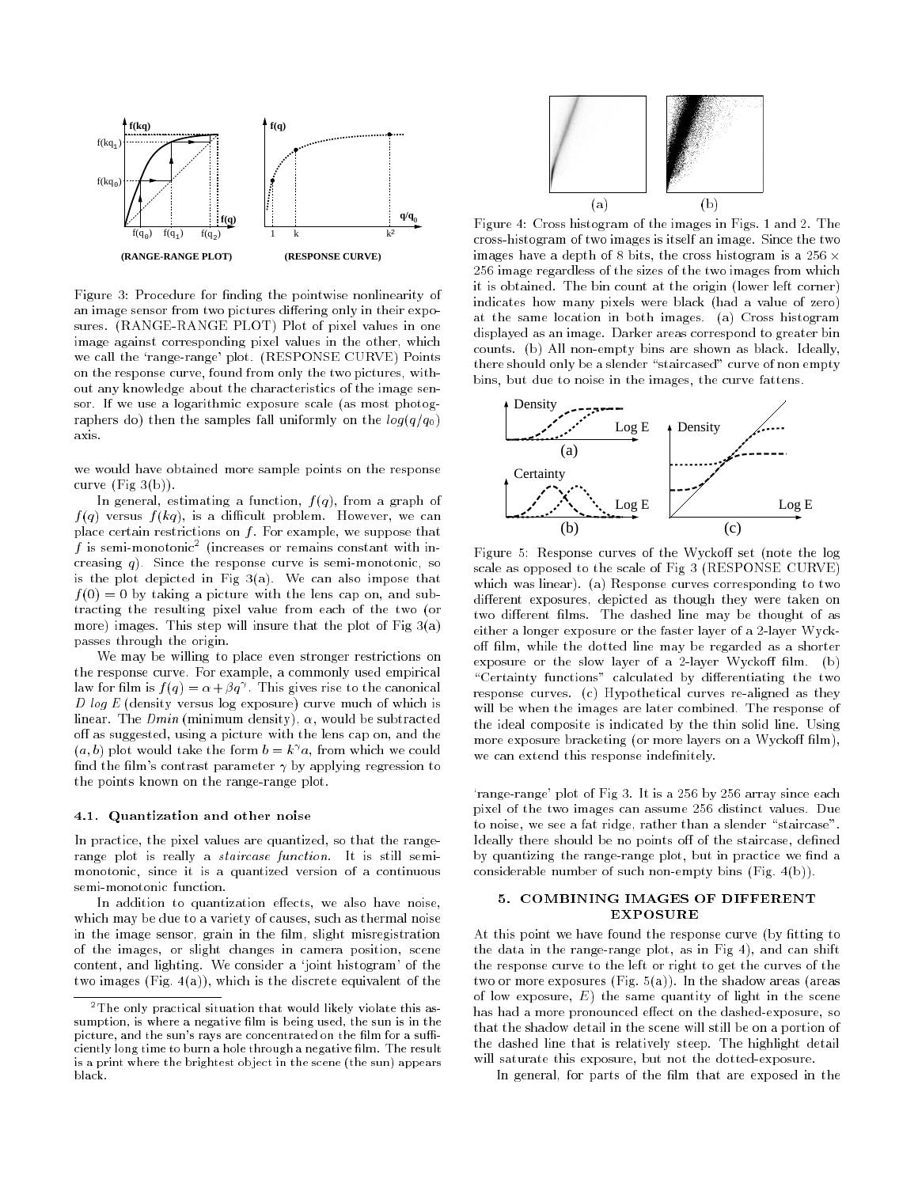Figure 3: Procedure for finding the pointwise nonlinearity of an image sensor from two pictures differing only in their exposures. (RANGE-RANGE PLOT) Plot of pixel values in one image against corresponding pixel values in the other, which we call the 'range-range' plot. (RESPONSE CURVE) Points on the response curve, found from only the two pictures, without any knowledge about the characteristics of the image sensor. If we use a logarithmic exposure scale (as most photographers do) then the samples fall uniformly on the $log(q/q_0)$ axis.

we would have obtained more sample points on the response curve (Fig 3(b)).

In general, estimating a function, $f(q)$, from a graph of $f(q)$ versus $f(kq)$, is a difficult problem. However, we can place certain restrictions on $f$. For example, we suppose that $f$ is semi-monotonic[2] (increases or remains constant with increasing $q$). Since the response curve is semi-monotonic, so is the plot depicted in Fig 3(a). We can also impose that $f(0) = 0$ by taking a picture with the lens cap on, and subtracting the resulting pixel value from each of the two (or more) images. This step will insure that the plot of Fig 3(a) passes through the origin.

We may be willing to place even stronger restrictions on the response curve. For example, a commonly used empirical law for film is $f(q) = \alpha + \beta q^\gamma$. This gives rise to the canonical *D log E* (density versus log exposure) curve much of which is linear. The *Dmin* (minimum density), $\alpha$, would be subtracted off as suggested, using a picture with the lens cap on, and the $(a, b)$ plot would take the form $b = k^\gamma a$, from which we could find the film's contrast parameter $\gamma$ by applying regression to the points known on the range-range plot.

### 4.1. Quantization and other noise

In practice, the pixel values are quantized, so that the range-range plot is really a *staircase function*. It is still semi-monotonic, since it is a quantized version of a continuous semi-monotonic function.

In addition to quantization effects, we also have noise, which may be due to a variety of causes, such as thermal noise in the image sensor, grain in the film, slight misregistration of the images, or slight changes in camera position, scene content, and lighting. We consider a 'joint histogram' of the two images (Fig. 4(a)), which is the discrete equivalent of the 'range-range' plot of Fig 3. It is a 256 by 256 array since each pixel of the two images can assume 256 distinct values. Due to noise, we see a fat ridge, rather than a slender "staircase". Ideally there should be no points off of the staircase, defined by quantizing the range-range plot, but in practice we find a considerable number of such non-empty bins (Fig. 4(b)).

[2] The only practical situation that would likely violate this assumption, is where a negative film is being used, the sun is in the picture, and the sun's rays are concentrated on the film for a sufficiently long time to burn a hole through a negative film. The result is a print where the brightest object in the scene (the sun) appears black.

Figure 4: Cross histogram of the images in Figs. 1 and 2. The cross-histogram of two images is itself an image. Since the two images have a depth of 8 bits, the cross histogram is a $256 \times 256$ image regardless of the sizes of the two images from which it is obtained. The bin count at the origin (lower left corner) indicates how many pixels were black (had a value of zero) at the same location in both images. (a) Cross histogram displayed as an image. Darker areas correspond to greater bin counts. (b) All non-empty bins are shown as black. Ideally, there should only be a slender "staircased" curve of non empty bins, but due to noise in the images, the curve fattens.

Figure 5: Response curves of the Wyckoff set (note the log scale as opposed to the scale of Fig 3 (RESPONSE CURVE) which was linear). (a) Response curves corresponding to two different exposures, depicted as though they were taken on two different films. The dashed line may be thought of as either a longer exposure or the faster layer of a 2-layer Wyckoff film, while the dotted line may be regarded as a shorter exposure or the slow layer of a 2-layer Wyckoff film. (b) "Certainty functions" calculated by differentiating the two response curves. (c) Hypothetical curves re-aligned as they will be when the images are later combined. The response of the ideal composite is indicated by the thin solid line. Using more exposure bracketing (or more layers on a Wyckoff film), we can extend this response indefinitely.

## 5. COMBINING IMAGES OF DIFFERENT EXPOSURE

At this point we have found the response curve (by fitting to the data in the range-range plot, as in Fig 4), and can shift the response curve to the left or right to get the curves of the two or more exposures (Fig. 5(a)). In the shadow areas (areas of low exposure, $E$) the same quantity of light in the scene has had a more pronounced effect on the dashed-exposure, so that the shadow detail in the scene will still be on a portion of the dashed line that is relatively steep. The highlight detail will saturate this exposure, but not the dotted-exposure.

In general, for parts of the film that are exposed in the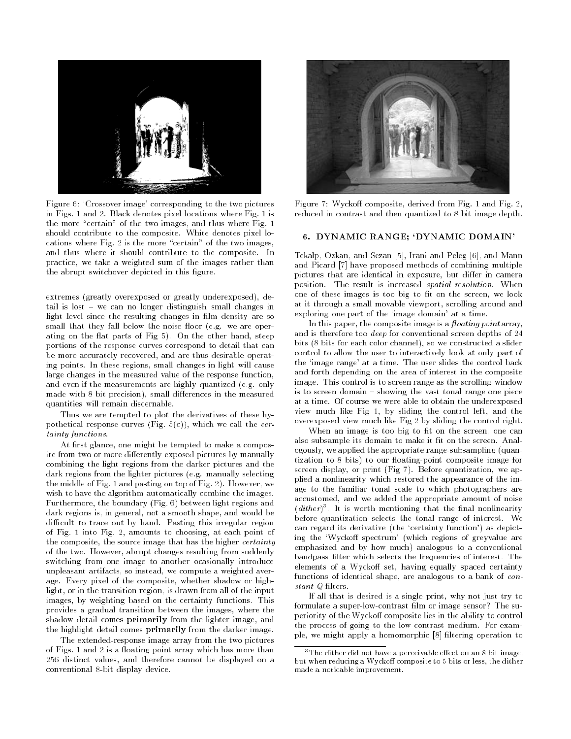Figure 6: 'Crossover image' corresponding to the two pictures in Figs. 1 and 2. Black denotes pixel locations where Fig. 1 is the more "certain" of the two images, and thus where Fig. 1 should contribute to the composite. White denotes pixel locations where Fig. 2 is the more "certain" of the two images, and thus where it should contribute to the composite. In practice, we take a weighted sum of the images rather than the abrupt switchover depicted in this figure.

extremes (greatly overexposed or greatly underexposed), detail is lost – we can no longer distinguish small changes in light level since the resulting changes in film density are so small that they fall below the noise floor (e.g. we are operating on the flat parts of Fig 5). On the other hand, steep portions of the response curves correspond to detail that can be more accurately recovered, and are thus desirable operating points. In these regions, small changes in light will cause large changes in the measured value of the response function, and even if the measurements are highly quantized (e.g. only made with 8 bit precision), small differences in the measured quantities will remain discernable.

Thus we are tempted to plot the derivatives of these hypothetical response curves (Fig. 5(c)), which we call the *certainty functions*.

At first glance, one might be tempted to make a composite from two or more differently exposed pictures by manually combining the light regions from the darker pictures and the dark regions from the lighter pictures (e.g. manually selecting the middle of Fig. 1 and pasting on top of Fig. 2). However, we wish to have the algorithm automatically combine the images. Furthermore, the boundary (Fig. 6) between light regions and dark regions is, in general, not a smooth shape, and would be difficult to trace out by hand. Pasting this irregular region of Fig. 1 into Fig. 2, amounts to choosing, at each point of the composite, the source image that has the higher *certainty* of the two. However, abrupt changes resulting from suddenly switching from one image to another ocasionally introduce unpleasant artifacts, so instead, we compute a weighted average. Every pixel of the composite, whether shadow or highlight, or in the transition region, is drawn from all of the input images, by weighting based on the certainty functions. This provides a gradual transition between the images, where the shadow detail comes **primarily** from the lighter image, and the highlight detail comes **primarily** from the darker image.

The extended-response image array from the two pictures of Figs. 1 and 2 is a floating point array which has more than 256 distinct values, and therefore cannot be displayed on a conventional 8-bit display device.

Figure 7: Wyckoff composite, derived from Fig. 1 and Fig. 2, reduced in contrast and then quantized to 8 bit image depth.

## 6. DYNAMIC RANGE; 'DYNAMIC DOMAIN'

Tekalp, Ozkan, and Sezan [5], Irani and Peleg [6], and Mann and Picard [7] have proposed methods of combining multiple pictures that are identical in exposure, but differ in camera position. The result is increased *spatial resolution*. When one of these images is too big to fit on the screen, we look at it through a small movable viewport, scrolling around and exploring one part of the 'image domain' at a time.

In this paper, the composite image is a *floating point* array, and is therefore too *deep* for conventional screen depths of 24 bits (8 bits for each color channel), so we constructed a slider control to allow the user to interactively look at only part of the 'image range' at a time. The user slides the control back and forth depending on the area of interest in the composite image. This control is to screen range as the scrolling window is to screen domain – showing the vast tonal range one piece at a time. Of course we were able to obtain the underexposed view much like Fig 1, by sliding the control left, and the overexposed view much like Fig 2 by sliding the control right.

When an image is too big to fit on the screen, one can also subsample its domain to make it fit on the screen. Analogously, we applied the appropriate range-subsampling (quantization to 8 bits) to our floating-point composite image for screen display, or print (Fig 7). Before quantization, we applied a nonlinearity which restored the appearance of the image to the familiar tonal scale to which photographers are accustomed, and we added the appropriate amount of noise (*dither*)[3]. It is worth mentioning that the final nonlinearity before quantization selects the tonal range of interest. We can regard its derivative (the 'certainty function') as depicting the 'Wyckoff spectrum' (which regions of greyvalue are emphasized and by how much) analogous to a conventional bandpass filter which selects the frequencies of interest. The elements of a Wyckoff set, having equally spaced certainty functions of identical shape, are analogous to a bank of *constant Q* filters.

If all that is desired is a single print, why not just try to formulate a super-low-contrast film or image sensor? The superiority of the Wyckoff composite lies in the ability to control the process of going to the low contrast medium. For example, we might apply a homomorphic [8] filtering operation to

[3] The dither did not have a perceivable effect on an 8 bit image, but when reducing a Wyckoff composite to 5 bits or less, the dither made a noticable improvement.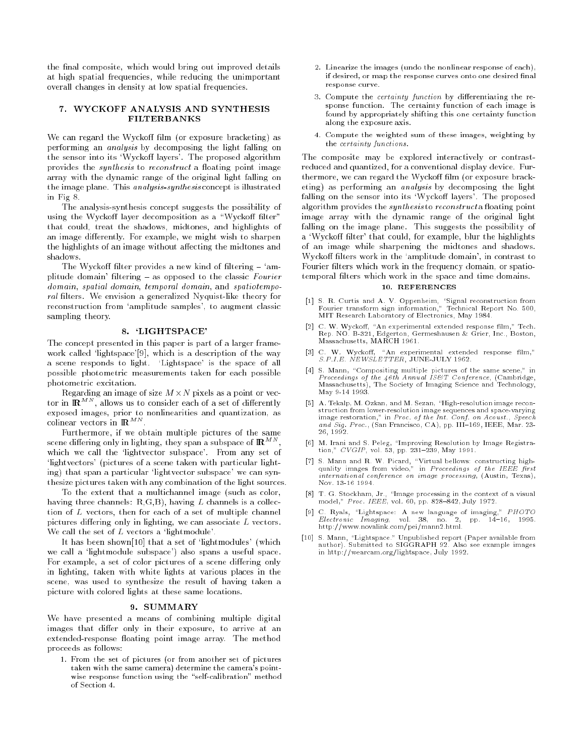the final composite, which would bring out improved details at high spatial frequencies, while reducing the unimportant overall changes in density at low spatial frequencies.

## 7. WYCKOFF ANALYSIS AND SYNTHESIS FILTERBANKS

We can regard the Wyckoff film (or exposure bracketing) as performing an *analysis* by decomposing the light falling on the sensor into its 'Wyckoff layers'. The proposed algorithm provides the *synthesis* to *reconstruct* a floating point image array with the dynamic range of the original light falling on the image plane. This *analysis-synthesis* concept is illustrated in Fig 8.

The analysis-synthesis concept suggests the possibility of using the Wyckoff layer decomposition as a "Wyckoff filter" that could, treat the shadows, midtones, and highlights of an image differently. For example, we might wish to sharpen the highlights of an image without affecting the midtones and shadows.

The Wyckoff filter provides a new kind of filtering – 'amplitude domain' filtering – as opposed to the classic *Fourier domain*, *spatial domain*, *temporal domain*, and *spatiotemporal* filters. We envision a generalized Nyquist-like theory for reconstruction from 'amplitude samples', to augment classic sampling theory.

## 8. 'LIGHTSPACE'

The concept presented in this paper is part of a larger framework called 'lightspace'[9], which is a description of the way a scene responds to light. 'Lightspace' is the space of all possible photometric measurements taken for each possible photometric excitation.

Regarding an image of size $M \times N$ pixels as a point or vector in $\mathbb{R}^{MN}$, allows us to consider each of a set of differently exposed images, prior to nonlinearities and quantization, as colinear vectors in $\mathbb{R}^{MN}$.

Furthermore, if we obtain multiple pictures of the same scene differing only in lighting, they span a subspace of $\mathbb{R}^{MN}$, which we call the 'lightvector subspace'. From any set of 'lightvectors' (pictures of a scene taken with particular lighting) that span a particular 'lightvector subspace' we can synthesize pictures taken with any combination of the light sources.

To the extent that a multichannel image (such as color, having three channels: R,G,B), having $L$ channels is a collection of $L$ vectors, then for each of a set of multiple channel pictures differing only in lighting, we can associate $L$ vectors. We call the set of $L$ vectors a 'lightmodule'.

It has been shown[10] that a set of 'lightmodules' (which we call a 'lightmodule subspace') also spans a useful space. For example, a set of color pictures of a scene differing only in lighting, taken with white lights at various places in the scene, was used to synthesize the result of having taken a picture with colored lights at these same locations.

## 9. SUMMARY

We have presented a means of combining multiple digital images that differ only in their exposure, to arrive at an extended-response floating point image array. The method proceeds as follows:

1. From the set of pictures (or from another set of pictures taken with the same camera) determine the camera's pointwise response function using the "self-calibration" method of Section 4.
2. Linearize the images (undo the nonlinear response of each), if desired, or map the response curves onto one desired final response curve.
3. Compute the *certainty function* by differentiating the response function. The certainty function of each image is found by appropriately shifting this one certainty function along the exposure axis.
4. Compute the weighted sum of these images, weighting by the *certainty functions*.

The composite may be explored interactively or contrast-reduced and quantized, for a conventional display device. Furthermore, we can regard the Wyckoff film (or exposure bracketing) as performing an *analysis* by decomposing the light falling on the sensor into its 'Wyckoff layers'. The proposed algorithm provides the *synthesis* to *reconstruct* a floating point image array with the dynamic range of the original light falling on the image plane. This suggests the possibility of a 'Wyckoff filter' that could, for example, blur the highlights of an image while sharpening the midtones and shadows. Wyckoff filters work in the 'amplitude domain', in contrast to Fourier filters which work in the frequency domain, or spatiotemporal filters which work in the space and time domains.

## 10. REFERENCES

[1] S. R. Curtis and A. V. Oppenheim, "Signal reconstruction from Fourier transform sign information," Technical Report No. 500, MIT Research Laboratory of Electronics, May 1984.

[2] C. W. Wyckoff, "An experimental extended response film," Tech. Rep. NO. B-321, Edgerton, Germeshausen & Grier, Inc., Boston, Massachusetts, MARCH 1961.

[3] C. W. Wyckoff, "An experimental extended response film," *S.P.I.E. NEWSLETTER*, JUNE-JULY 1962.

[4] S. Mann, "Compositing multiple pictures of the same scene," in *Proceedings of the 46th Annual IS&T Conference*, (Cambridge, Massachusetts), The Society of Imaging Science and Technology, May 9-14 1993.

[5] A. Tekalp, M. Ozkan, and M. Sezan, "High-resolution image reconstruction from lower-resolution image sequences and space-varying image restoration," in *Proc. of the Int. Conf. on Acoust., Speech and Sig. Proc.*, (San Francisco, CA), pp. III–169, IEEE, Mar. 23-26, 1992.

[6] M. Irani and S. Peleg, "Improving Resolution by Image Registration," *CVGIP*, vol. 53, pp. 231–239, May 1991.

[7] S. Mann and R. W. Picard, "Virtual bellows: constructing high-quality images from video," in *Proceedings of the IEEE first international conference on image processing*, (Austin, Texas), Nov. 13-16 1994.

[8] T. G. Stockham, Jr., "Image processing in the context of a visual model," *Proc. IEEE*, vol. 60, pp. 828–842, July 1972.

[9] C. Ryals, "Lightspace: A new language of imaging," *PHOTO Electronic Imaging*, vol. 38, no. 2, pp. 14–16, 1995. http://www.novalink.com/pei/mann2.html.

[10] S. Mann, "Lightspace." Unpublished report (Paper available from author). Submitted to SIGGRAPH 92. Also see example images in http://wearcam.org/lightspace, July 1992.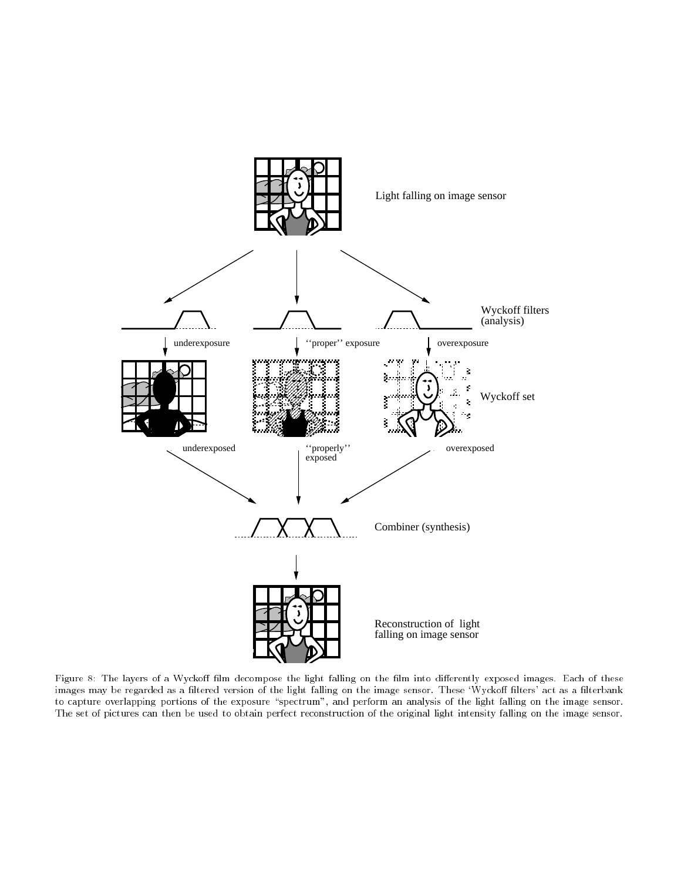Light falling on image sensor

Wyckoff filters
(analysis)

underexposure

''proper'' exposure

overexposure

Wyckoff set

underexposed

''properly''
exposed

overexposed

Combiner (synthesis)

Reconstruction of light
falling on image sensor

Figure 8: The layers of a Wyckoff film decompose the light falling on the film into differently exposed images. Each of these images may be regarded as a filtered version of the light falling on the image sensor. These 'Wyckoff filters' act as a filterbank to capture overlapping portions of the exposure "spectrum", and perform an analysis of the light falling on the image sensor. The set of pictures can then be used to obtain perfect reconstruction of the original light intensity falling on the image sensor.